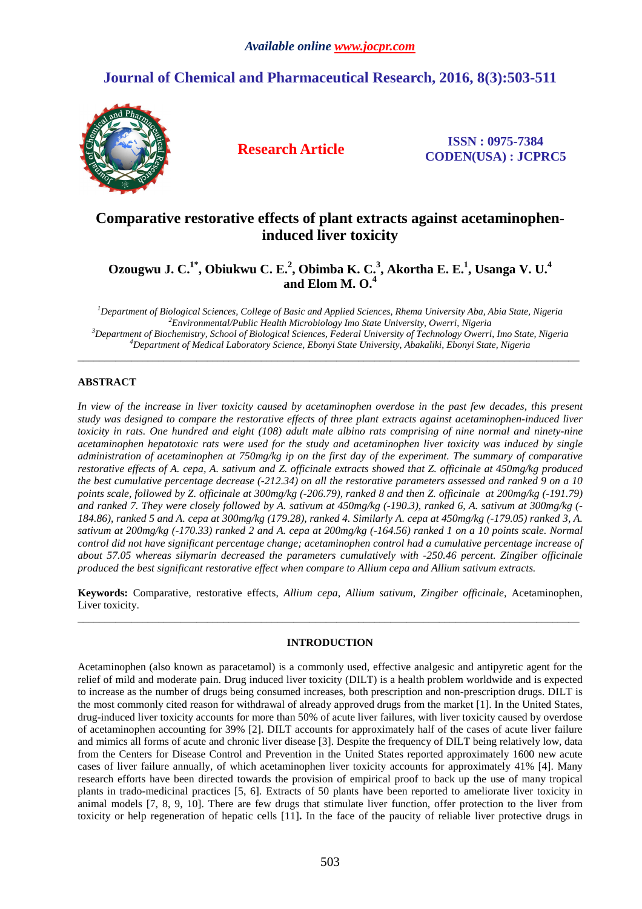# Comparative restorative effects of plant extracts against acetaminophen-induced liver toxicity

**Ozougwu J. C.[1*], Obiukwu C. E.[2], Obimba K. C.[3], Akortha E. E.[1], Usanga V. U.[4] and Elom M. O.[4]**

*[1]Department of Biological Sciences, College of Basic and Applied Sciences, Rhema University Aba, Abia State, Nigeria*
*[2]Environmental/Public Health Microbiology Imo State University, Owerri, Nigeria*
*[3]Department of Biochemistry, School of Biological Sciences, Federal University of Technology Owerri, Imo State, Nigeria*
*[4]Department of Medical Laboratory Science, Ebonyi State University, Abakaliki, Ebonyi State, Nigeria*

---

## ABSTRACT

*In view of the increase in liver toxicity caused by acetaminophen overdose in the past few decades, this present study was designed to compare the restorative effects of three plant extracts against acetaminophen-induced liver toxicity in rats. One hundred and eight (108) adult male albino rats comprising of nine normal and ninety-nine acetaminophen hepatotoxic rats were used for the study and acetaminophen liver toxicity was induced by single administration of acetaminophen at 750mg/kg ip on the first day of the experiment. The summary of comparative restorative effects of A. cepa, A. sativum and Z. officinale extracts showed that Z. officinale at 450mg/kg produced the best cumulative percentage decrease (-212.34) on all the restorative parameters assessed and ranked 9 on a 10 points scale, followed by Z. officinale at 300mg/kg (-206.79), ranked 8 and then Z. officinale at 200mg/kg (-191.79) and ranked 7. They were closely followed by A. sativum at 450mg/kg (-190.3), ranked 6, A. sativum at 300mg/kg (-184.86), ranked 5 and A. cepa at 300mg/kg (179.28), ranked 4. Similarly A. cepa at 450mg/kg (-179.05) ranked 3, A. sativum at 200mg/kg (-170.33) ranked 2 and A. cepa at 200mg/kg (-164.56) ranked 1 on a 10 points scale. Normal control did not have significant percentage change; acetaminophen control had a cumulative percentage increase of about 57.05 whereas silymarin decreased the parameters cumulatively with -250.46 percent. Zingiber officinale produced the best significant restorative effect when compare to Allium cepa and Allium sativum extracts.*

**Keywords:** Comparative, restorative effects, *Allium cepa*, *Allium sativum*, *Zingiber officinale*, Acetaminophen, Liver toxicity.

---

## INTRODUCTION

Acetaminophen (also known as paracetamol) is a commonly used, effective analgesic and antipyretic agent for the relief of mild and moderate pain. Drug induced liver toxicity (DILT) is a health problem worldwide and is expected to increase as the number of drugs being consumed increases, both prescription and non-prescription drugs. DILT is the most commonly cited reason for withdrawal of already approved drugs from the market [1]. In the United States, drug-induced liver toxicity accounts for more than 50% of acute liver failures, with liver toxicity caused by overdose of acetaminophen accounting for 39% [2]. DILT accounts for approximately half of the cases of acute liver failure and mimics all forms of acute and chronic liver disease [3]. Despite the frequency of DILT being relatively low, data from the Centers for Disease Control and Prevention in the United States reported approximately 1600 new acute cases of liver failure annually, of which acetaminophen liver toxicity accounts for approximately 41% [4]. Many research efforts have been directed towards the provision of empirical proof to back up the use of many tropical plants in trado-medicinal practices [5, 6]. Extracts of 50 plants have been reported to ameliorate liver toxicity in animal models [7, 8, 9, 10]. There are few drugs that stimulate liver function, offer protection to the liver from toxicity or help regeneration of hepatic cells [11]**.** In the face of the paucity of reliable liver protective drugs in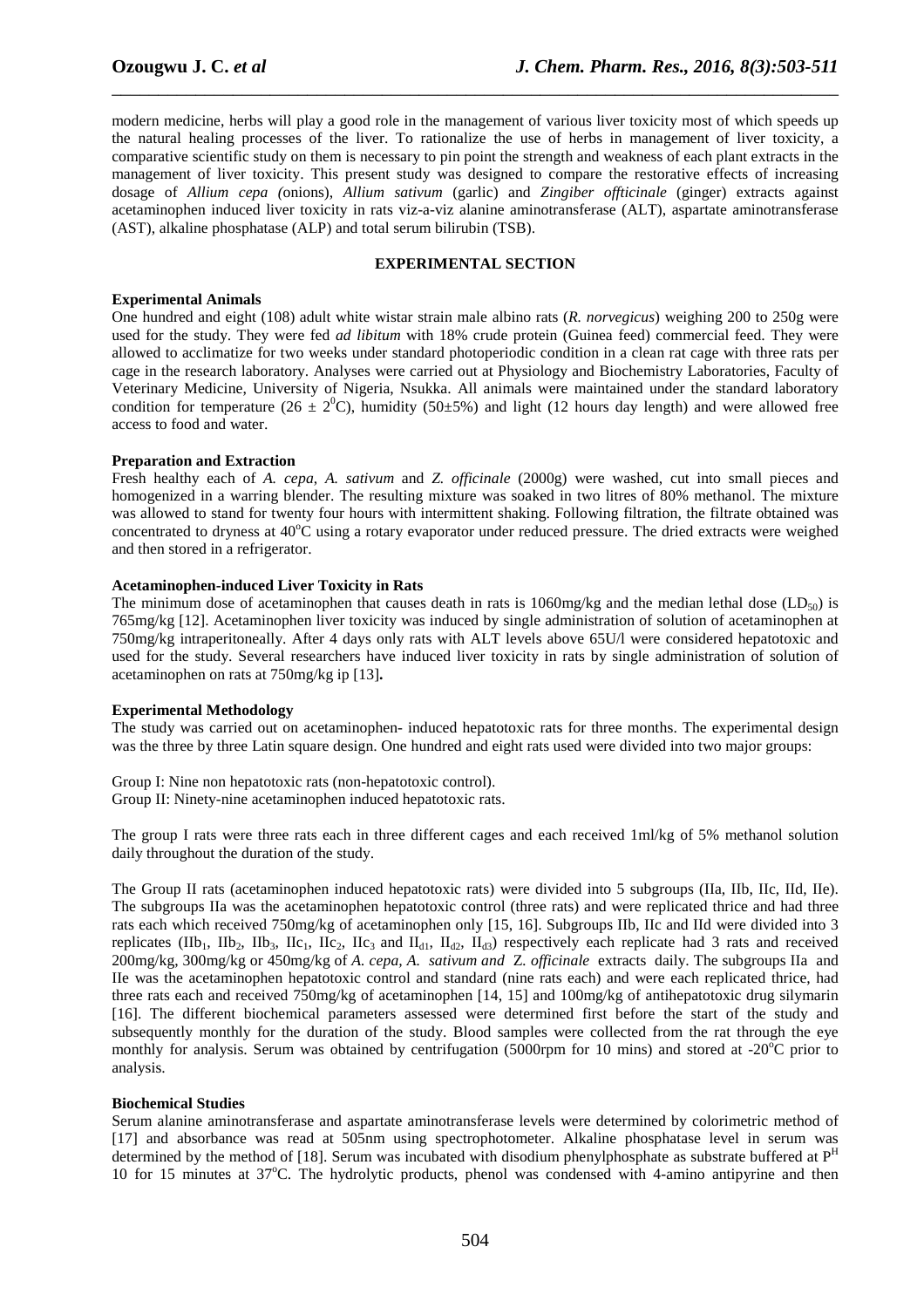modern medicine, herbs will play a good role in the management of various liver toxicity most of which speeds up the natural healing processes of the liver. To rationalize the use of herbs in management of liver toxicity, a comparative scientific study on them is necessary to pin point the strength and weakness of each plant extracts in the management of liver toxicity. This present study was designed to compare the restorative effects of increasing dosage of *Allium cepa (*onions), *Allium sativum* (garlic) and *Zingiber offticinale* (ginger) extracts against acetaminophen induced liver toxicity in rats viz-a-viz alanine aminotransferase (ALT), aspartate aminotransferase (AST), alkaline phosphatase (ALP) and total serum bilirubin (TSB).

## EXPERIMENTAL SECTION

### Experimental Animals

One hundred and eight (108) adult white wistar strain male albino rats (*R. norvegicus*) weighing 200 to 250g were used for the study. They were fed *ad libitum* with 18% crude protein (Guinea feed) commercial feed. They were allowed to acclimatize for two weeks under standard photoperiodic condition in a clean rat cage with three rats per cage in the research laboratory. Analyses were carried out at Physiology and Biochemistry Laboratories, Faculty of Veterinary Medicine, University of Nigeria, Nsukka. All animals were maintained under the standard laboratory condition for temperature ($26 \pm 2^{0}$C), humidity (50±5%) and light (12 hours day length) and were allowed free access to food and water.

### Preparation and Extraction

Fresh healthy each of *A. cepa*, *A. sativum* and *Z. officinale* (2000g) were washed, cut into small pieces and homogenized in a warring blender. The resulting mixture was soaked in two litres of 80% methanol. The mixture was allowed to stand for twenty four hours with intermittent shaking. Following filtration, the filtrate obtained was concentrated to dryness at 40$^{o}$C using a rotary evaporator under reduced pressure. The dried extracts were weighed and then stored in a refrigerator.

### Acetaminophen-induced Liver Toxicity in Rats

The minimum dose of acetaminophen that causes death in rats is 1060mg/kg and the median lethal dose ($LD_{50}$) is 765mg/kg [12]. Acetaminophen liver toxicity was induced by single administration of solution of acetaminophen at 750mg/kg intraperitoneally. After 4 days only rats with ALT levels above 65U/l were considered hepatotoxic and used for the study. Several researchers have induced liver toxicity in rats by single administration of solution of acetaminophen on rats at 750mg/kg ip [13]**.**

### Experimental Methodology

The study was carried out on acetaminophen- induced hepatotoxic rats for three months. The experimental design was the three by three Latin square design. One hundred and eight rats used were divided into two major groups:

Group I: Nine non hepatotoxic rats (non-hepatotoxic control).
Group II: Ninety-nine acetaminophen induced hepatotoxic rats.

The group I rats were three rats each in three different cages and each received 1ml/kg of 5% methanol solution daily throughout the duration of the study.

The Group II rats (acetaminophen induced hepatotoxic rats) were divided into 5 subgroups (IIa, IIb, IIc, IId, IIe). The subgroups IIa was the acetaminophen hepatotoxic control (three rats) and were replicated thrice and had three rats each which received 750mg/kg of acetaminophen only [15, 16]. Subgroups IIb, IIc and IId were divided into 3 replicates ($IIb_1$, $IIb_2$, $IIb_3$, $IIc_1$, $IIc_2$, $IIc_3$ and $II_{d1}$, $II_{d2}$, $II_{d3}$) respectively each replicate had 3 rats and received 200mg/kg, 300mg/kg or 450mg/kg of *A. cepa, A. sativum and* Z*. officinale* extracts daily. The subgroups IIa and IIe was the acetaminophen hepatotoxic control and standard (nine rats each) and were each replicated thrice, had three rats each and received 750mg/kg of acetaminophen [14, 15] and 100mg/kg of antihepatotoxic drug silymarin [16]. The different biochemical parameters assessed were determined first before the start of the study and subsequently monthly for the duration of the study. Blood samples were collected from the rat through the eye monthly for analysis. Serum was obtained by centrifugation (5000rpm for 10 mins) and stored at -20$^{o}$C prior to analysis.

### Biochemical Studies

Serum alanine aminotransferase and aspartate aminotransferase levels were determined by colorimetric method of [17] and absorbance was read at 505nm using spectrophotometer. Alkaline phosphatase level in serum was determined by the method of [18]. Serum was incubated with disodium phenylphosphate as substrate buffered at $P^{H}$ 10 for 15 minutes at 37$^{o}$C. The hydrolytic products, phenol was condensed with 4-amino antipyrine and then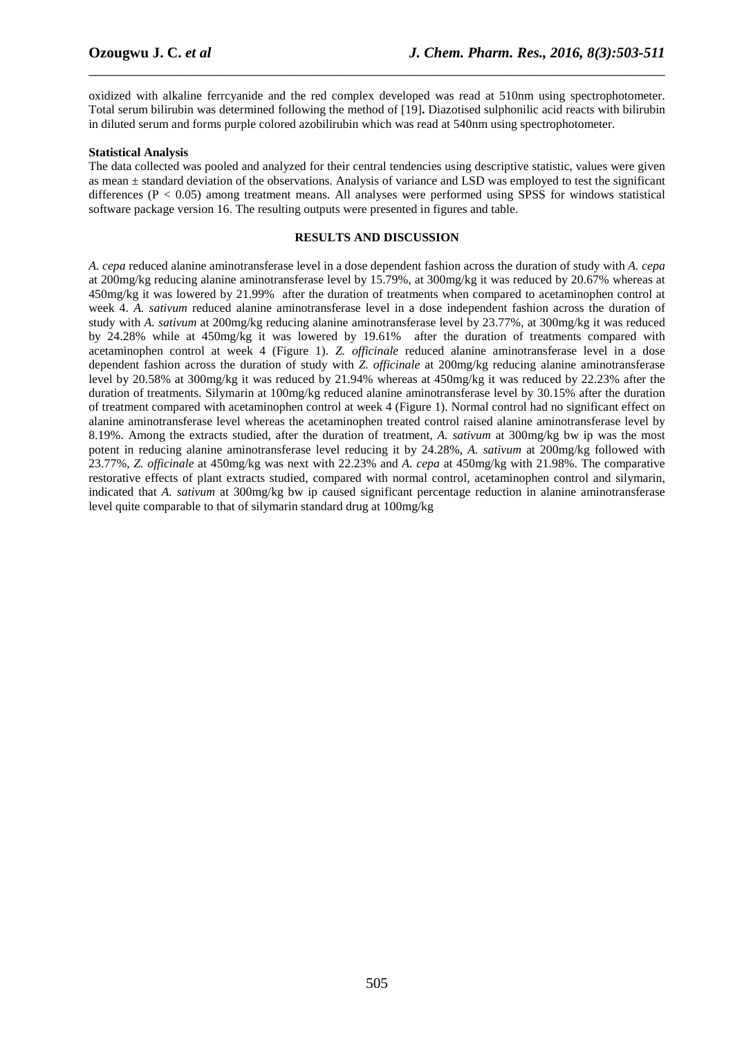oxidized with alkaline ferrcyanide and the red complex developed was read at 510nm using spectrophotometer. Total serum bilirubin was determined following the method of [19]**.** Diazotised sulphonilic acid reacts with bilirubin in diluted serum and forms purple colored azobilirubin which was read at 540nm using spectrophotometer.

**Statistical Analysis**

The data collected was pooled and analyzed for their central tendencies using descriptive statistic, values were given as mean ± standard deviation of the observations. Analysis of variance and LSD was employed to test the significant differences ($P < 0.05$) among treatment means. All analyses were performed using SPSS for windows statistical software package version 16. The resulting outputs were presented in figures and table.

## RESULTS AND DISCUSSION

*A. cepa* reduced alanine aminotransferase level in a dose dependent fashion across the duration of study with *A. cepa* at 200mg/kg reducing alanine aminotransferase level by 15.79%, at 300mg/kg it was reduced by 20.67% whereas at 450mg/kg it was lowered by 21.99% after the duration of treatments when compared to acetaminophen control at week 4. *A. sativum* reduced alanine aminotransferase level in a dose independent fashion across the duration of study with *A. sativum* at 200mg/kg reducing alanine aminotransferase level by 23.77%, at 300mg/kg it was reduced by 24.28% while at 450mg/kg it was lowered by 19.61% after the duration of treatments compared with acetaminophen control at week 4 (Figure 1). *Z. officinale* reduced alanine aminotransferase level in a dose dependent fashion across the duration of study with *Z. officinale* at 200mg/kg reducing alanine aminotransferase level by 20.58% at 300mg/kg it was reduced by 21.94% whereas at 450mg/kg it was reduced by 22.23% after the duration of treatments. Silymarin at 100mg/kg reduced alanine aminotransferase level by 30.15% after the duration of treatment compared with acetaminophen control at week 4 (Figure 1). Normal control had no significant effect on alanine aminotransferase level whereas the acetaminophen treated control raised alanine aminotransferase level by 8.19%. Among the extracts studied, after the duration of treatment, *A. sativum* at 300mg/kg bw ip was the most potent in reducing alanine aminotransferase level reducing it by 24.28%, *A. sativum* at 200mg/kg followed with 23.77%, *Z. officinale* at 450mg/kg was next with 22.23% and *A. cepa* at 450mg/kg with 21.98%. The comparative restorative effects of plant extracts studied, compared with normal control, acetaminophen control and silymarin, indicated that *A. sativum* at 300mg/kg bw ip caused significant percentage reduction in alanine aminotransferase level quite comparable to that of silymarin standard drug at 100mg/kg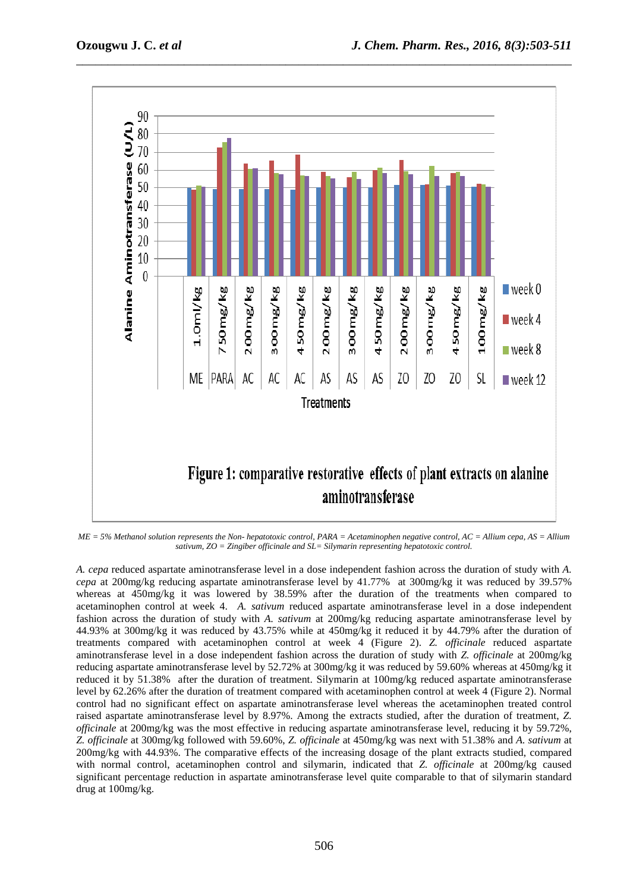Figure 1: comparative restorative effects of plant extracts on alanine aminotransferase

*ME = 5% Methanol solution represents the Non- hepatotoxic control, PARA = Acetaminophen negative control, AC = Allium cepa, AS = Allium sativum, ZO = Zingiber officinale and SL= Silymarin representing hepatotoxic control.*

*A. cepa* reduced aspartate aminotransferase level in a dose independent fashion across the duration of study with *A. cepa* at 200mg/kg reducing aspartate aminotransferase level by 41.77% at 300mg/kg it was reduced by 39.57% whereas at 450mg/kg it was lowered by 38.59% after the duration of the treatments when compared to acetaminophen control at week 4. *A. sativum* reduced aspartate aminotransferase level in a dose independent fashion across the duration of study with *A. sativum* at 200mg/kg reducing aspartate aminotransferase level by 44.93% at 300mg/kg it was reduced by 43.75% while at 450mg/kg it reduced it by 44.79% after the duration of treatments compared with acetaminophen control at week 4 (Figure 2). *Z. officinale* reduced aspartate aminotransferase level in a dose independent fashion across the duration of study with *Z. officinale* at 200mg/kg reducing aspartate aminotransferase level by 52.72% at 300mg/kg it was reduced by 59.60% whereas at 450mg/kg it reduced it by 51.38% after the duration of treatment. Silymarin at 100mg/kg reduced aspartate aminotransferase level by 62.26% after the duration of treatment compared with acetaminophen control at week 4 (Figure 2). Normal control had no significant effect on aspartate aminotransferase level whereas the acetaminophen treated control raised aspartate aminotransferase level by 8.97%. Among the extracts studied, after the duration of treatment, *Z. officinale* at 200mg/kg was the most effective in reducing aspartate aminotransferase level, reducing it by 59.72%, *Z. officinale* at 300mg/kg followed with 59.60%, *Z. officinale* at 450mg/kg was next with 51.38% and *A. sativum* at 200mg/kg with 44.93%. The comparative effects of the increasing dosage of the plant extracts studied, compared with normal control, acetaminophen control and silymarin, indicated that *Z. officinale* at 200mg/kg caused significant percentage reduction in aspartate aminotransferase level quite comparable to that of silymarin standard drug at 100mg/kg.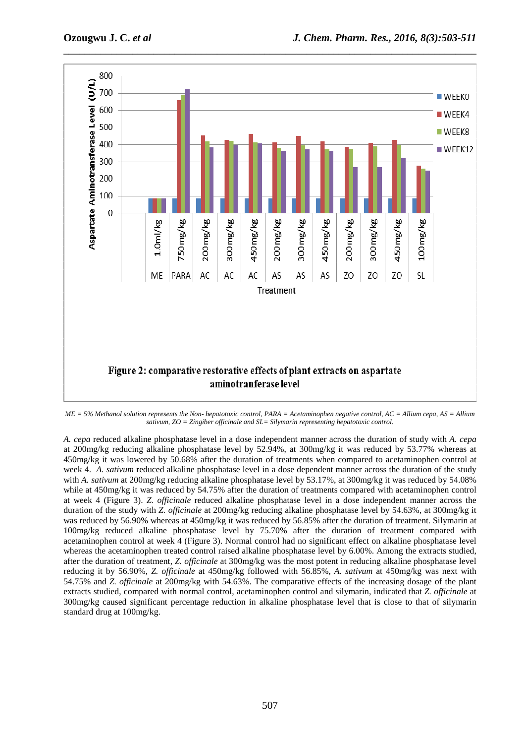Figure 2: comparative restorative effects of plant extracts on aspartate aminotranferase level

*ME = 5% Methanol solution represents the Non- hepatotoxic control, PARA = Acetaminophen negative control, AC = Allium cepa, AS = Allium sativum, ZO = Zingiber officinale and SL= Silymarin representing hepatotoxic control.*

*A. cepa* reduced alkaline phosphatase level in a dose independent manner across the duration of study with *A. cepa* at 200mg/kg reducing alkaline phosphatase level by 52.94%, at 300mg/kg it was reduced by 53.77% whereas at 450mg/kg it was lowered by 50.68% after the duration of treatments when compared to acetaminophen control at week 4. *A. sativum* reduced alkaline phosphatase level in a dose dependent manner across the duration of the study with *A. sativum* at 200mg/kg reducing alkaline phosphatase level by 53.17%, at 300mg/kg it was reduced by 54.08% while at 450mg/kg it was reduced by 54.75% after the duration of treatments compared with acetaminophen control at week 4 (Figure 3). *Z. officinale* reduced alkaline phosphatase level in a dose independent manner across the duration of the study with *Z. officinale* at 200mg/kg reducing alkaline phosphatase level by 54.63%, at 300mg/kg it was reduced by 56.90% whereas at 450mg/kg it was reduced by 56.85% after the duration of treatment. Silymarin at 100mg/kg reduced alkaline phosphatase level by 75.70% after the duration of treatment compared with acetaminophen control at week 4 (Figure 3). Normal control had no significant effect on alkaline phosphatase level whereas the acetaminophen treated control raised alkaline phosphatase level by 6.00%. Among the extracts studied, after the duration of treatment, *Z. officinale* at 300mg/kg was the most potent in reducing alkaline phosphatase level reducing it by 56.90%, *Z. officinale* at 450mg/kg followed with 56.85%, *A. sativum* at 450mg/kg was next with 54.75% and *Z. officinale* at 200mg/kg with 54.63%. The comparative effects of the increasing dosage of the plant extracts studied, compared with normal control, acetaminophen control and silymarin, indicated that *Z. officinale* at 300mg/kg caused significant percentage reduction in alkaline phosphatase level that is close to that of silymarin standard drug at 100mg/kg.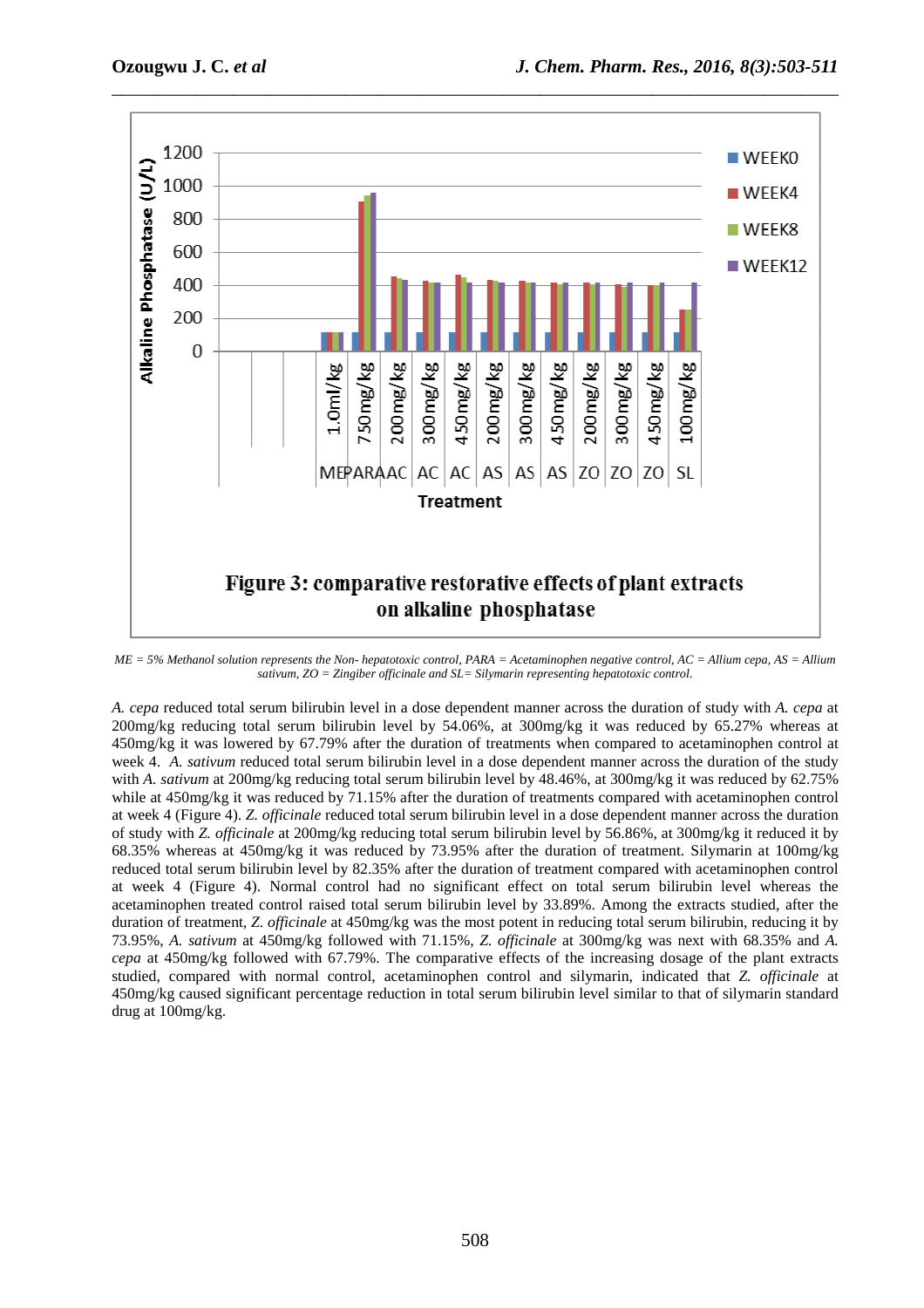Figure 3: comparative restorative effects of plant extracts on alkaline phosphatase

*ME = 5% Methanol solution represents the Non- hepatotoxic control, PARA = Acetaminophen negative control, AC = Allium cepa, AS = Allium sativum, ZO = Zingiber officinale and SL= Silymarin representing hepatotoxic control.*

*A. cepa* reduced total serum bilirubin level in a dose dependent manner across the duration of study with *A. cepa* at 200mg/kg reducing total serum bilirubin level by 54.06%, at 300mg/kg it was reduced by 65.27% whereas at 450mg/kg it was lowered by 67.79% after the duration of treatments when compared to acetaminophen control at week 4. *A. sativum* reduced total serum bilirubin level in a dose dependent manner across the duration of the study with *A. sativum* at 200mg/kg reducing total serum bilirubin level by 48.46%, at 300mg/kg it was reduced by 62.75% while at 450mg/kg it was reduced by 71.15% after the duration of treatments compared with acetaminophen control at week 4 (Figure 4). *Z. officinale* reduced total serum bilirubin level in a dose dependent manner across the duration of study with *Z. officinale* at 200mg/kg reducing total serum bilirubin level by 56.86%, at 300mg/kg it reduced it by 68.35% whereas at 450mg/kg it was reduced by 73.95% after the duration of treatment. Silymarin at 100mg/kg reduced total serum bilirubin level by 82.35% after the duration of treatment compared with acetaminophen control at week 4 (Figure 4). Normal control had no significant effect on total serum bilirubin level whereas the acetaminophen treated control raised total serum bilirubin level by 33.89%. Among the extracts studied, after the duration of treatment, *Z. officinale* at 450mg/kg was the most potent in reducing total serum bilirubin, reducing it by 73.95%, *A. sativum* at 450mg/kg followed with 71.15%, *Z. officinale* at 300mg/kg was next with 68.35% and *A. cepa* at 450mg/kg followed with 67.79%. The comparative effects of the increasing dosage of the plant extracts studied, compared with normal control, acetaminophen control and silymarin, indicated that *Z. officinale* at 450mg/kg caused significant percentage reduction in total serum bilirubin level similar to that of silymarin standard drug at 100mg/kg.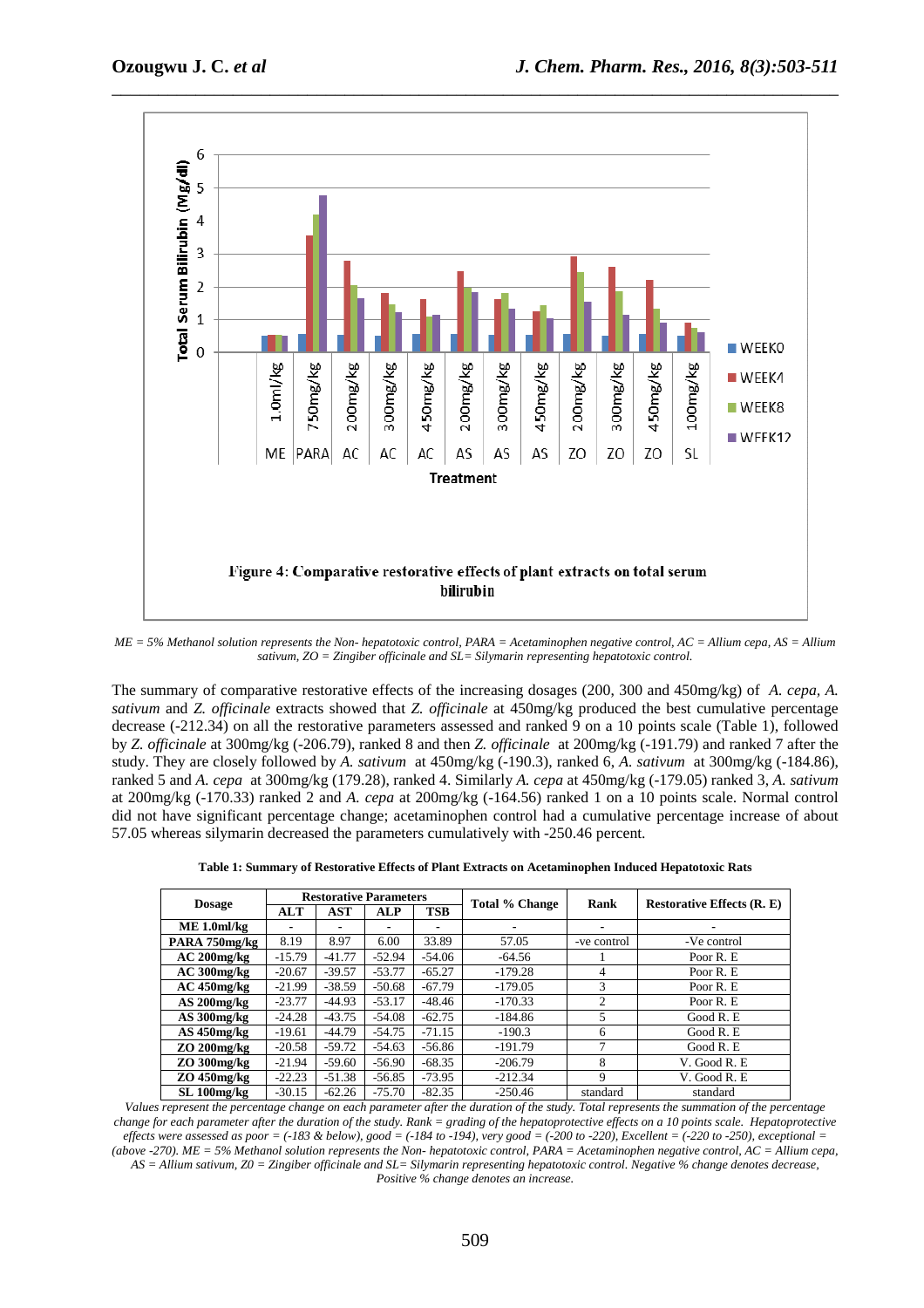Figure 4: Comparative restorative effects of plant extracts on total serum bilirubin

*ME = 5% Methanol solution represents the Non- hepatotoxic control, PARA = Acetaminophen negative control, AC = Allium cepa, AS = Allium sativum, ZO = Zingiber officinale and SL= Silymarin representing hepatotoxic control.*

The summary of comparative restorative effects of the increasing dosages (200, 300 and 450mg/kg) of *A. cepa*, *A. sativum* and *Z. officinale* extracts showed that *Z. officinale* at 450mg/kg produced the best cumulative percentage decrease (-212.34) on all the restorative parameters assessed and ranked 9 on a 10 points scale (Table 1), followed by *Z. officinale* at 300mg/kg (-206.79), ranked 8 and then *Z. officinale* at 200mg/kg (-191.79) and ranked 7 after the study. They are closely followed by *A. sativum* at 450mg/kg (-190.3), ranked 6, *A. sativum* at 300mg/kg (-184.86), ranked 5 and *A. cepa* at 300mg/kg (179.28), ranked 4. Similarly *A. cepa* at 450mg/kg (-179.05) ranked 3, *A. sativum* at 200mg/kg (-170.33) ranked 2 and *A. cepa* at 200mg/kg (-164.56) ranked 1 on a 10 points scale. Normal control did not have significant percentage change; acetaminophen control had a cumulative percentage increase of about 57.05 whereas silymarin decreased the parameters cumulatively with -250.46 percent.

**Table 1: Summary of Restorative Effects of Plant Extracts on Acetaminophen Induced Hepatotoxic Rats**

| Dosage | Restorative Parameters | | | | Total % Change | Rank | Restorative Effects (R. E) |
|---|---|---|---|---|---|---|---|
| | ALT | AST | ALP | TSB | | | |
| ME 1.0ml/kg | - | - | - | - | - | - | - |
| PARA 750mg/kg | 8.19 | 8.97 | 6.00 | 33.89 | 57.05 | -ve control | -Ve control |
| AC 200mg/kg | -15.79 | -41.77 | -52.94 | -54.06 | -64.56 | 1 | Poor R. E |
| AC 300mg/kg | -20.67 | -39.57 | -53.77 | -65.27 | -179.28 | 4 | Poor R. E |
| AC 450mg/kg | -21.99 | -38.59 | -50.68 | -67.79 | -179.05 | 3 | Poor R. E |
| AS 200mg/kg | -23.77 | -44.93 | -53.17 | -48.46 | -170.33 | 2 | Poor R. E |
| AS 300mg/kg | -24.28 | -43.75 | -54.08 | -62.75 | -184.86 | 5 | Good R. E |
| AS 450mg/kg | -19.61 | -44.79 | -54.75 | -71.15 | -190.3 | 6 | Good R. E |
| ZO 200mg/kg | -20.58 | -59.72 | -54.63 | -56.86 | -191.79 | 7 | Good R. E |
| ZO 300mg/kg | -21.94 | -59.60 | -56.90 | -68.35 | -206.79 | 8 | V. Good R. E |
| ZO 450mg/kg | -22.23 | -51.38 | -56.85 | -73.95 | -212.34 | 9 | V. Good R. E |
| SL 100mg/kg | -30.15 | -62.26 | -75.70 | -82.35 | -250.46 | standard | standard |

*Values represent the percentage change on each parameter after the duration of the study. Total represents the summation of the percentage change for each parameter after the duration of the study. Rank = grading of the hepatoprotective effects on a 10 points scale. Hepatoprotective effects were assessed as poor = (-183 & below), good = (-184 to -194), very good = (-200 to -220), Excellent = (-220 to -250), exceptional = (above -270). ME = 5% Methanol solution represents the Non- hepatotoxic control, PARA = Acetaminophen negative control, AC = Allium cepa, AS = Allium sativum, Z0 = Zingiber officinale and SL= Silymarin representing hepatotoxic control. Negative % change denotes decrease, Positive % change denotes an increase.*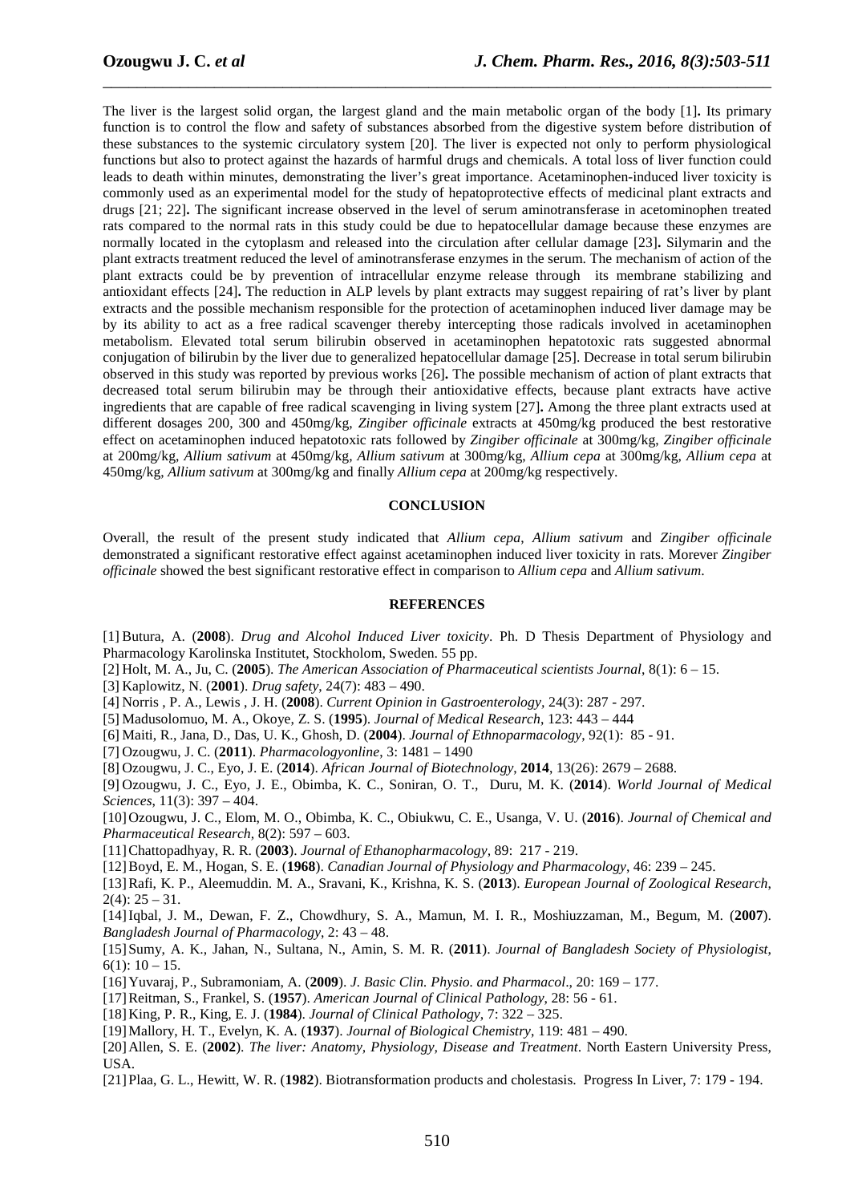The liver is the largest solid organ, the largest gland and the main metabolic organ of the body [1]**.** Its primary function is to control the flow and safety of substances absorbed from the digestive system before distribution of these substances to the systemic circulatory system [20]. The liver is expected not only to perform physiological functions but also to protect against the hazards of harmful drugs and chemicals. A total loss of liver function could leads to death within minutes, demonstrating the liver's great importance. Acetaminophen-induced liver toxicity is commonly used as an experimental model for the study of hepatoprotective effects of medicinal plant extracts and drugs [21; 22]**.** The significant increase observed in the level of serum aminotransferase in acetominophen treated rats compared to the normal rats in this study could be due to hepatocellular damage because these enzymes are normally located in the cytoplasm and released into the circulation after cellular damage [23]**.** Silymarin and the plant extracts treatment reduced the level of aminotransferase enzymes in the serum. The mechanism of action of the plant extracts could be by prevention of intracellular enzyme release through its membrane stabilizing and antioxidant effects [24]**.** The reduction in ALP levels by plant extracts may suggest repairing of rat's liver by plant extracts and the possible mechanism responsible for the protection of acetaminophen induced liver damage may be by its ability to act as a free radical scavenger thereby intercepting those radicals involved in acetaminophen metabolism. Elevated total serum bilirubin observed in acetaminophen hepatotoxic rats suggested abnormal conjugation of bilirubin by the liver due to generalized hepatocellular damage [25]. Decrease in total serum bilirubin observed in this study was reported by previous works [26]**.** The possible mechanism of action of plant extracts that decreased total serum bilirubin may be through their antioxidative effects, because plant extracts have active ingredients that are capable of free radical scavenging in living system [27]**.** Among the three plant extracts used at different dosages 200, 300 and 450mg/kg, *Zingiber officinale* extracts at 450mg/kg produced the best restorative effect on acetaminophen induced hepatotoxic rats followed by *Zingiber officinale* at 300mg/kg, *Zingiber officinale* at 200mg/kg, *Allium sativum* at 450mg/kg, *Allium sativum* at 300mg/kg, *Allium cepa* at 300mg/kg, *Allium cepa* at 450mg/kg, *Allium sativum* at 300mg/kg and finally *Allium cepa* at 200mg/kg respectively.

## CONCLUSION

Overall, the result of the present study indicated that *Allium cepa*, *Allium sativum* and *Zingiber officinale* demonstrated a significant restorative effect against acetaminophen induced liver toxicity in rats. Morever *Zingiber officinale* showed the best significant restorative effect in comparison to *Allium cepa* and *Allium sativum*.

## REFERENCES

[1] Butura, A. (**2008**). *Drug and Alcohol Induced Liver toxicity*. Ph. D Thesis Department of Physiology and Pharmacology Karolinska Institutet, Stockholom, Sweden. 55 pp.

[2] Holt, M. A., Ju, C. (**2005**). *The American Association of Pharmaceutical scientists Journal*, 8(1): 6 – 15.

[3] Kaplowitz, N. (**2001**). *Drug safety*, 24(7): 483 – 490.

[4] Norris , P. A., Lewis , J. H. (**2008**). *Current Opinion in Gastroenterology*, 24(3): 287 - 297.

[5] Madusolomuo, M. A., Okoye, Z. S. (**1995**). *Journal of Medical Research*, 123: 443 – 444

[6] Maiti, R., Jana, D., Das, U. K., Ghosh, D. (**2004**). *Journal of Ethnoparmacology*, 92(1): 85 - 91.

[7] Ozougwu, J. C. (**2011**). *Pharmacologyonline*, 3: 1481 – 1490

[8] Ozougwu, J. C., Eyo, J. E. (**2014**). *African Journal of Biotechnology*, **2014**, 13(26): 2679 – 2688.

[9] Ozougwu, J. C., Eyo, J. E., Obimba, K. C., Soniran, O. T., Duru, M. K. (**2014**). *World Journal of Medical Sciences*, 11(3): 397 – 404.

[10] Ozougwu, J. C., Elom, M. O., Obimba, K. C., Obiukwu, C. E., Usanga, V. U. (**2016**). *Journal of Chemical and Pharmaceutical Research*, 8(2): 597 – 603.

[11] Chattopadhyay, R. R. (**2003**). *Journal of Ethanopharmacology*, 89: 217 - 219.

[12] Boyd, E. M., Hogan, S. E. (**1968**). *Canadian Journal of Physiology and Pharmacology*, 46: 239 – 245.

[13] Rafi, K. P., Aleemuddin. M. A., Sravani, K., Krishna, K. S. (**2013**). *European Journal of Zoological Research*, 2(4): 25 – 31.

[14] Iqbal, J. M., Dewan, F. Z., Chowdhury, S. A., Mamun, M. I. R., Moshiuzzaman, M., Begum, M. (**2007**). *Bangladesh Journal of Pharmacology*, 2: 43 – 48.

[15] Sumy, A. K., Jahan, N., Sultana, N., Amin, S. M. R. (**2011**). *Journal of Bangladesh Society of Physiologist*, 6(1): 10 – 15.

[16] Yuvaraj, P., Subramoniam, A. (**2009**). *J. Basic Clin. Physio. and Pharmacol*., 20: 169 – 177.

[17] Reitman, S., Frankel, S. (**1957**). *American Journal of Clinical Pathology*, 28: 56 - 61.

[18] King, P. R., King, E. J. (**1984**). *Journal of Clinical Pathology*, 7: 322 – 325.

[19] Mallory, H. T., Evelyn, K. A. (**1937**). *Journal of Biological Chemistry*, 119: 481 – 490.

[20] Allen, S. E. (**2002**). *The liver: Anatomy, Physiology, Disease and Treatment*. North Eastern University Press, USA.

[21] Plaa, G. L., Hewitt, W. R. (**1982**). Biotransformation products and cholestasis. Progress In Liver, 7: 179 - 194.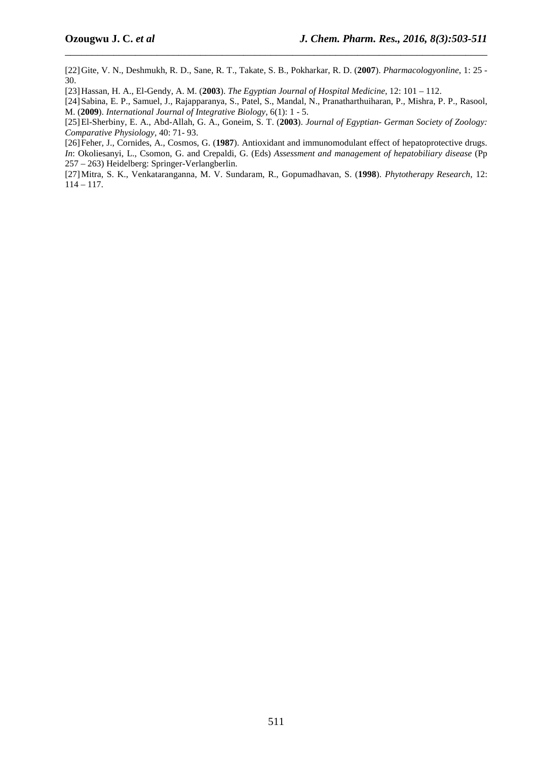[22] Gite, V. N., Deshmukh, R. D., Sane, R. T., Takate, S. B., Pokharkar, R. D. (**2007**). *Pharmacologyonline*, 1: 25 - 30.

[23] Hassan, H. A., El-Gendy, A. M. (**2003**). *The Egyptian Journal of Hospital Medicine*, 12: 101 – 112.

[24] Sabina, E. P., Samuel, J., Rajapparanya, S., Patel, S., Mandal, N., Pranatharthuiharan, P., Mishra, P. P., Rasool, M. (**2009**). *International Journal of Integrative Biology*, 6(1): 1 - 5.

[25] El-Sherbiny, E. A., Abd-Allah, G. A., Goneim, S. T. (**2003**). *Journal of Egyptian- German Society of Zoology: Comparative Physiology*, 40: 71- 93.

[26] Feher, J., Cornides, A., Cosmos, G. (**1987**). Antioxidant and immunomodulant effect of hepatoprotective drugs. *In*: Okoliesanyi, L., Csomon, G. and Crepaldi, G. (Eds) *Assessment and management of hepatobiliary disease* (Pp 257 – 263) Heidelberg: Springer-Verlangberlin.

[27] Mitra, S. K., Venkataranganna, M. V. Sundaram, R., Gopumadhavan, S. (**1998**). *Phytotherapy Research*, 12: 114 – 117.